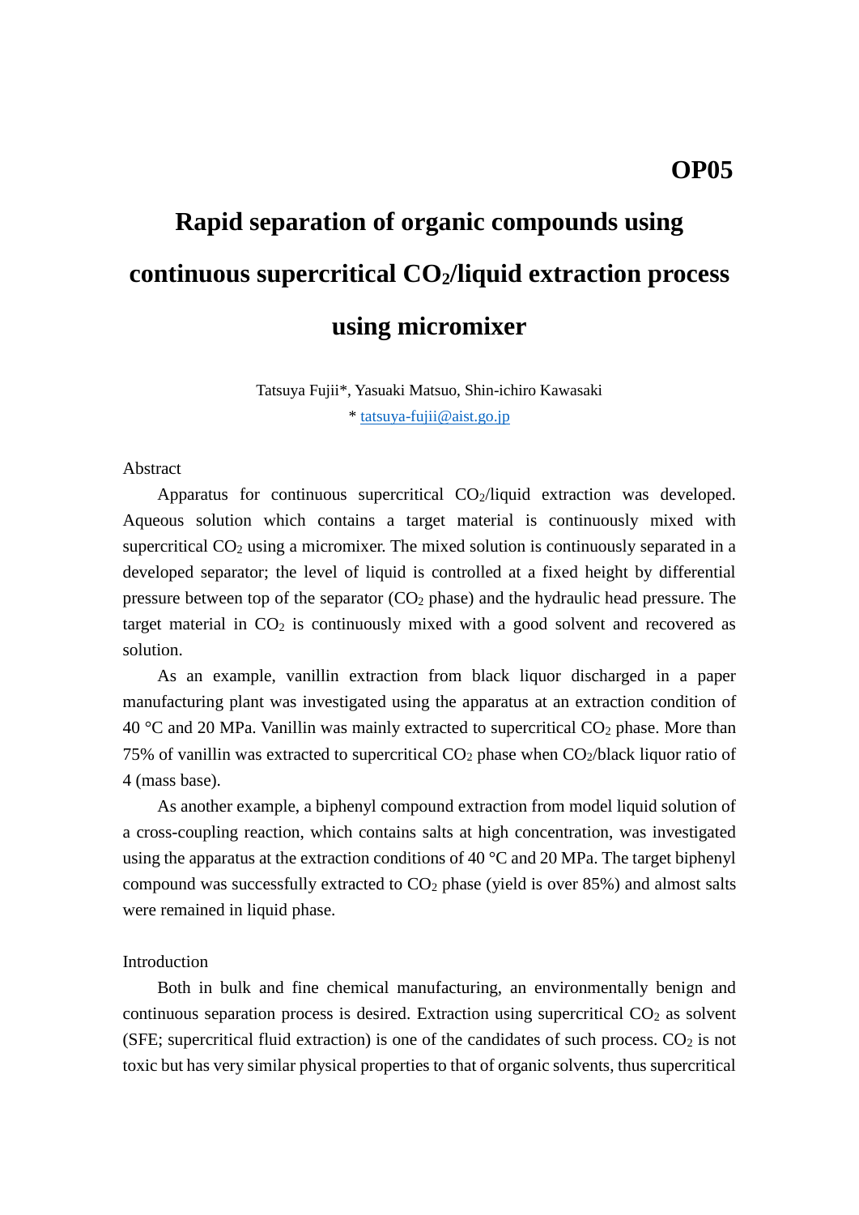**OP05**

# Rapid separation of organic compounds using continuous supercritical $CO_2$/liquid extraction process using micromixer

Tatsuya Fujii*, Yasuaki Matsuo, Shin-ichiro Kawasaki

* tatsuya-fujii@aist.go.jp

## Abstract

Apparatus for continuous supercritical $CO_2$/liquid extraction was developed. Aqueous solution which contains a target material is continuously mixed with supercritical $CO_2$ using a micromixer. The mixed solution is continuously separated in a developed separator; the level of liquid is controlled at a fixed height by differential pressure between top of the separator ($CO_2$ phase) and the hydraulic head pressure. The target material in $CO_2$ is continuously mixed with a good solvent and recovered as solution.

As an example, vanillin extraction from black liquor discharged in a paper manufacturing plant was investigated using the apparatus at an extraction condition of 40 °C and 20 MPa. Vanillin was mainly extracted to supercritical $CO_2$ phase. More than 75% of vanillin was extracted to supercritical $CO_2$ phase when $CO_2$/black liquor ratio of 4 (mass base).

As another example, a biphenyl compound extraction from model liquid solution of a cross-coupling reaction, which contains salts at high concentration, was investigated using the apparatus at the extraction conditions of 40 °C and 20 MPa. The target biphenyl compound was successfully extracted to $CO_2$ phase (yield is over 85%) and almost salts were remained in liquid phase.

## Introduction

Both in bulk and fine chemical manufacturing, an environmentally benign and continuous separation process is desired. Extraction using supercritical $CO_2$ as solvent (SFE; supercritical fluid extraction) is one of the candidates of such process. $CO_2$ is not toxic but has very similar physical properties to that of organic solvents, thus supercritical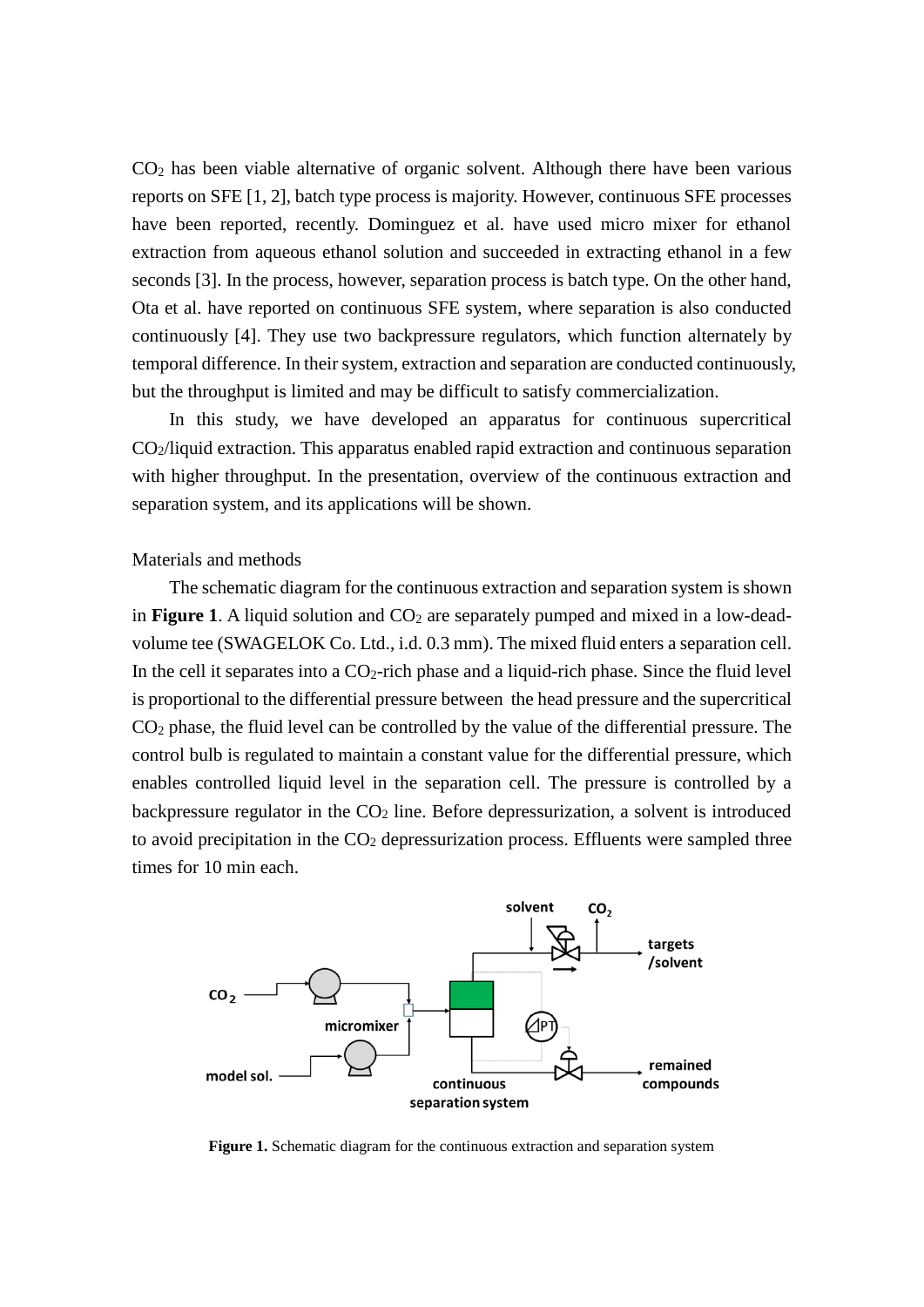$CO_2$ has been viable alternative of organic solvent. Although there have been various reports on SFE [1, 2], batch type process is majority. However, continuous SFE processes have been reported, recently. Dominguez et al. have used micro mixer for ethanol extraction from aqueous ethanol solution and succeeded in extracting ethanol in a few seconds [3]. In the process, however, separation process is batch type. On the other hand, Ota et al. have reported on continuous SFE system, where separation is also conducted continuously [4]. They use two backpressure regulators, which function alternately by temporal difference. In their system, extraction and separation are conducted continuously, but the throughput is limited and may be difficult to satisfy commercialization.

In this study, we have developed an apparatus for continuous supercritical $CO_2$/liquid extraction. This apparatus enabled rapid extraction and continuous separation with higher throughput. In the presentation, overview of the continuous extraction and separation system, and its applications will be shown.

## Materials and methods

The schematic diagram for the continuous extraction and separation system is shown in **Figure 1**. A liquid solution and $CO_2$ are separately pumped and mixed in a low-dead-volume tee (SWAGELOK Co. Ltd., i.d. 0.3 mm). The mixed fluid enters a separation cell. In the cell it separates into a $CO_2$-rich phase and a liquid-rich phase. Since the fluid level is proportional to the differential pressure between the head pressure and the supercritical $CO_2$ phase, the fluid level can be controlled by the value of the differential pressure. The control bulb is regulated to maintain a constant value for the differential pressure, which enables controlled liquid level in the separation cell. The pressure is controlled by a backpressure regulator in the $CO_2$ line. Before depressurization, a solvent is introduced to avoid precipitation in the $CO_2$ depressurization process. Effluents were sampled three times for 10 min each.

**Figure 1.** Schematic diagram for the continuous extraction and separation system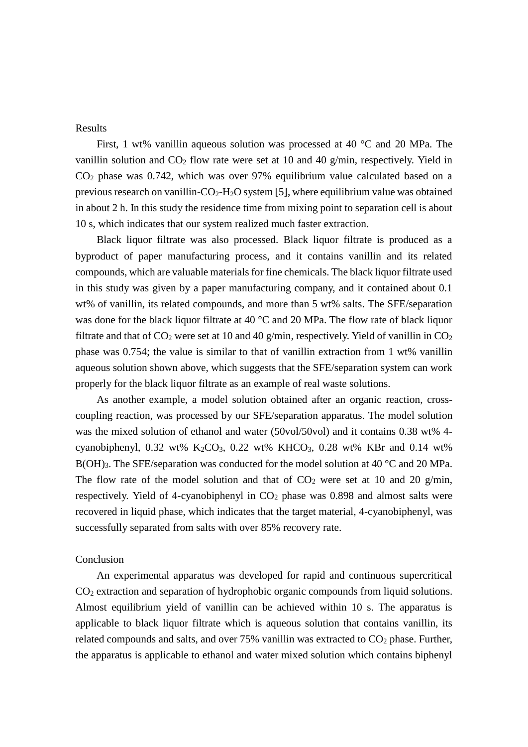## Results

First, 1 wt% vanillin aqueous solution was processed at 40 °C and 20 MPa. The vanillin solution and $CO_2$ flow rate were set at 10 and 40 g/min, respectively. Yield in $CO_2$ phase was 0.742, which was over 97% equilibrium value calculated based on a previous research on vanillin-$CO_2$-$H_2O$ system [5], where equilibrium value was obtained in about 2 h. In this study the residence time from mixing point to separation cell is about 10 s, which indicates that our system realized much faster extraction.

Black liquor filtrate was also processed. Black liquor filtrate is produced as a byproduct of paper manufacturing process, and it contains vanillin and its related compounds, which are valuable materials for fine chemicals. The black liquor filtrate used in this study was given by a paper manufacturing company, and it contained about 0.1 wt% of vanillin, its related compounds, and more than 5 wt% salts. The SFE/separation was done for the black liquor filtrate at 40 °C and 20 MPa. The flow rate of black liquor filtrate and that of $CO_2$ were set at 10 and 40 g/min, respectively. Yield of vanillin in $CO_2$ phase was 0.754; the value is similar to that of vanillin extraction from 1 wt% vanillin aqueous solution shown above, which suggests that the SFE/separation system can work properly for the black liquor filtrate as an example of real waste solutions.

As another example, a model solution obtained after an organic reaction, cross-coupling reaction, was processed by our SFE/separation apparatus. The model solution was the mixed solution of ethanol and water (50vol/50vol) and it contains 0.38 wt% 4-cyanobiphenyl, 0.32 wt% $K_2CO_3$, 0.22 wt% $KHCO_3$, 0.28 wt% KBr and 0.14 wt% $B(OH)_3$. The SFE/separation was conducted for the model solution at 40 °C and 20 MPa. The flow rate of the model solution and that of $CO_2$ were set at 10 and 20 g/min, respectively. Yield of 4-cyanobiphenyl in $CO_2$ phase was 0.898 and almost salts were recovered in liquid phase, which indicates that the target material, 4-cyanobiphenyl, was successfully separated from salts with over 85% recovery rate.

## Conclusion

An experimental apparatus was developed for rapid and continuous supercritical $CO_2$ extraction and separation of hydrophobic organic compounds from liquid solutions. Almost equilibrium yield of vanillin can be achieved within 10 s. The apparatus is applicable to black liquor filtrate which is aqueous solution that contains vanillin, its related compounds and salts, and over 75% vanillin was extracted to $CO_2$ phase. Further, the apparatus is applicable to ethanol and water mixed solution which contains biphenyl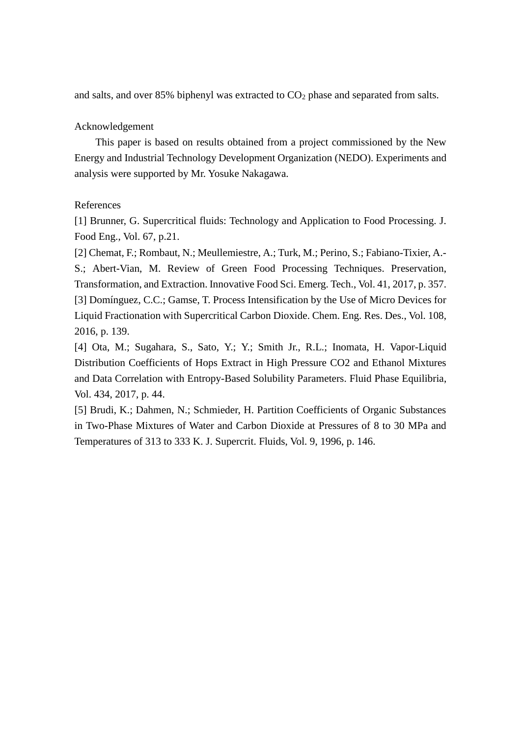and salts, and over 85% biphenyl was extracted to $CO_2$ phase and separated from salts.

## Acknowledgement

This paper is based on results obtained from a project commissioned by the New Energy and Industrial Technology Development Organization (NEDO). Experiments and analysis were supported by Mr. Yosuke Nakagawa.

## References

[1] Brunner, G. Supercritical fluids: Technology and Application to Food Processing. J. Food Eng., Vol. 67, p.21.

[2] Chemat, F.; Rombaut, N.; Meullemiestre, A.; Turk, M.; Perino, S.; Fabiano-Tixier, A.-S.; Abert-Vian, M. Review of Green Food Processing Techniques. Preservation, Transformation, and Extraction. Innovative Food Sci. Emerg. Tech., Vol. 41, 2017, p. 357.

[3] Domínguez, C.C.; Gamse, T. Process Intensification by the Use of Micro Devices for Liquid Fractionation with Supercritical Carbon Dioxide. Chem. Eng. Res. Des., Vol. 108, 2016, p. 139.

[4] Ota, M.; Sugahara, S., Sato, Y.; Y.; Smith Jr., R.L.; Inomata, H. Vapor-Liquid Distribution Coefficients of Hops Extract in High Pressure CO2 and Ethanol Mixtures and Data Correlation with Entropy-Based Solubility Parameters. Fluid Phase Equilibria, Vol. 434, 2017, p. 44.

[5] Brudi, K.; Dahmen, N.; Schmieder, H. Partition Coefficients of Organic Substances in Two-Phase Mixtures of Water and Carbon Dioxide at Pressures of 8 to 30 MPa and Temperatures of 313 to 333 K. J. Supercrit. Fluids, Vol. 9, 1996, p. 146.